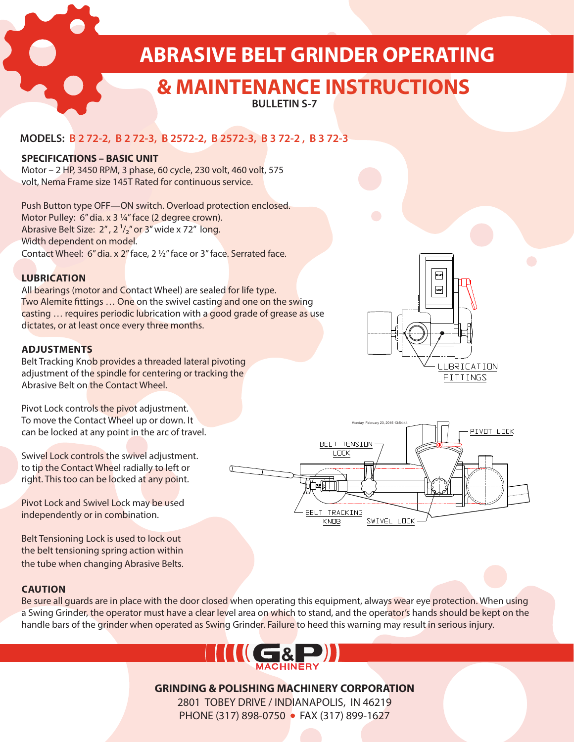# ABRASIVE BELT GRINDER OPERATING & MAINTENANCE INSTRUCTIONS

**BULLETIN S-7**

**MODELS: B 2 72-2, B 2 72-3, B 2572-2, B 2572-3, B 3 72-2 , B 3 72-3**

### SPECIFICATIONS – BASIC UNIT

Motor – 2 HP, 3450 RPM, 3 phase, 60 cycle, 230 volt, 460 volt, 575 volt, Nema Frame size 145T Rated for continuous service.

Push Button type OFF—ON switch. Overload protection enclosed.
Motor Pulley: 6" dia. x 3 ¼" face (2 degree crown).
Abrasive Belt Size: 2", 2 ½" or 3" wide x 72" long.
Width dependent on model.
Contact Wheel: 6" dia. x 2" face, 2 ½" face or 3" face. Serrated face.

### LUBRICATION

All bearings (motor and Contact Wheel) are sealed for life type.
Two Alemite fittings … One on the swivel casting and one on the swing casting … requires periodic lubrication with a good grade of grease as use dictates, or at least once every three months.

LUBRICATION FITTINGS

### ADJUSTMENTS

Belt Tracking Knob provides a threaded lateral pivoting adjustment of the spindle for centering or tracking the Abrasive Belt on the Contact Wheel.

Pivot Lock controls the pivot adjustment. To move the Contact Wheel up or down. It can be locked at any point in the arc of travel.

Swivel Lock controls the swivel adjustment. to tip the Contact Wheel radially to left or right. This too can be locked at any point.

Pivot Lock and Swivel Lock may be used independently or in combination.

Belt Tensioning Lock is used to lock out the belt tensioning spring action within the tube when changing Abrasive Belts.

BELT TENSION LOCK — PIVOT LOCK — BELT TRACKING KNOB — SWIVEL LOCK

### CAUTION

Be sure all guards are in place with the door closed when operating this equipment, always wear eye protection. When using a Swing Grinder, the operator must have a clear level area on which to stand, and the operator's hands should be kept on the handle bars of the grinder when operated as Swing Grinder. Failure to heed this warning may result in serious injury.

G&P MACHINERY

**GRINDING & POLISHING MACHINERY CORPORATION**
2801 TOBEY DRIVE / INDIANAPOLIS, IN 46219
PHONE (317) 898-0750 • FAX (317) 899-1627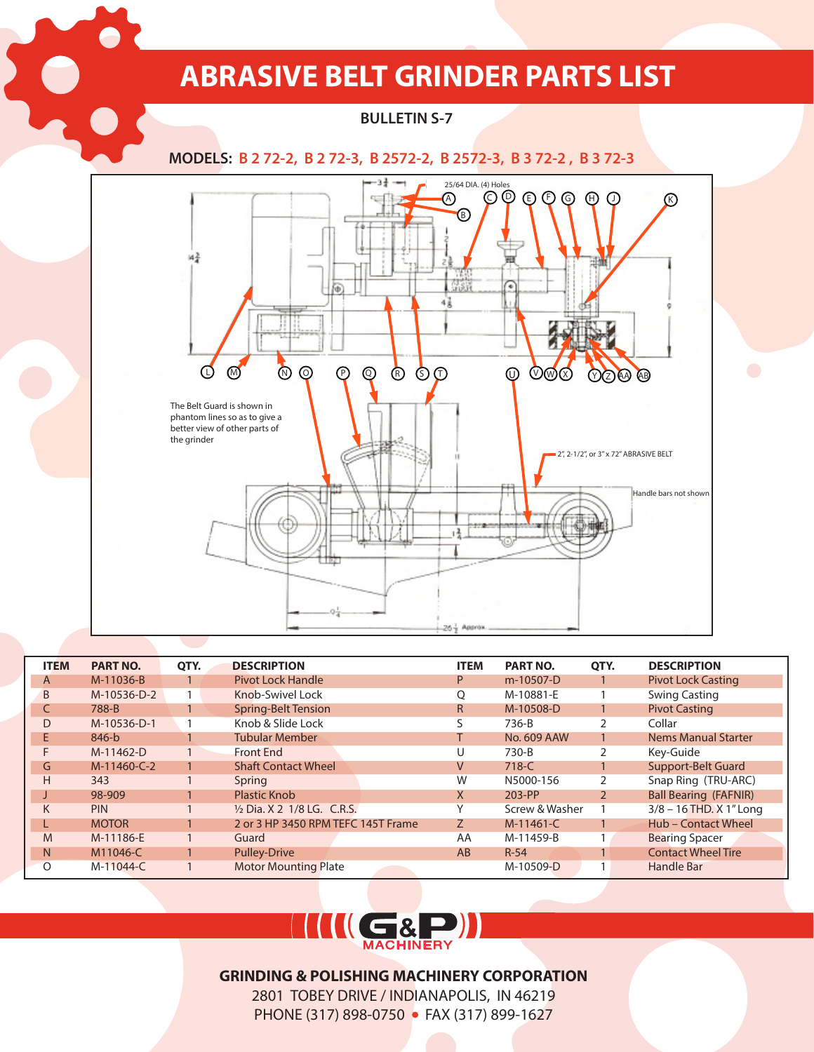# ABRASIVE BELT GRINDER PARTS LIST

**BULLETIN S-7**

**MODELS: B 2 72-2, B 2 72-3, B 2572-2, B 2572-3, B 3 72-2 , B 3 72-3**

25/64 DIA. (4) Holes

The Belt Guard is shown in phantom lines so as to give a better view of other parts of the grinder

2", 2-1/2", or 3" x 72" ABRASIVE BELT

Handle bars not shown

| ITEM | PART NO. | QTY. | DESCRIPTION | ITEM | PART NO. | QTY. | DESCRIPTION |
|---|---|---|---|---|---|---|---|
| A | M-11036-B | 1 | Pivot Lock Handle | P | m-10507-D | 1 | Pivot Lock Casting |
| B | M-10536-D-2 | 1 | Knob-Swivel Lock | Q | M-10881-E | 1 | Swing Casting |
| C | 788-B | 1 | Spring-Belt Tension | R | M-10508-D | 1 | Pivot Casting |
| D | M-10536-D-1 | 1 | Knob & Slide Lock | S | 736-B | 2 | Collar |
| E | 846-b | 1 | Tubular Member | T | No. 609 AAW | 1 | Nems Manual Starter |
| F | M-11462-D | 1 | Front End | U | 730-B | 2 | Key-Guide |
| G | M-11460-C-2 | 1 | Shaft Contact Wheel | V | 718-C | 1 | Support-Belt Guard |
| H | 343 | 1 | Spring | W | N5000-156 | 2 | Snap Ring (TRU-ARC) |
| J | 98-909 | 1 | Plastic Knob | X | 203-PP | 2 | Ball Bearing (FAFNIR) |
| K | PIN | 1 | ½ Dia. X 2 1/8 LG. C.R.S. | Y | Screw & Washer | 1 | 3/8 – 16 THD. X 1" Long |
| L | MOTOR | 1 | 2 or 3 HP 3450 RPM TEFC 145T Frame | Z | M-11461-C | 1 | Hub – Contact Wheel |
| M | M-11186-E | 1 | Guard | AA | M-11459-B | 1 | Bearing Spacer |
| N | M11046-C | 1 | Pulley-Drive | AB | R-54 | 1 | Contact Wheel Tire |
| O | M-11044-C | 1 | Motor Mounting Plate | | M-10509-D | 1 | Handle Bar |

**GRINDING & POLISHING MACHINERY CORPORATION**

2801 TOBEY DRIVE / INDIANAPOLIS, IN 46219

PHONE (317) 898-0750 • FAX (317) 899-1627